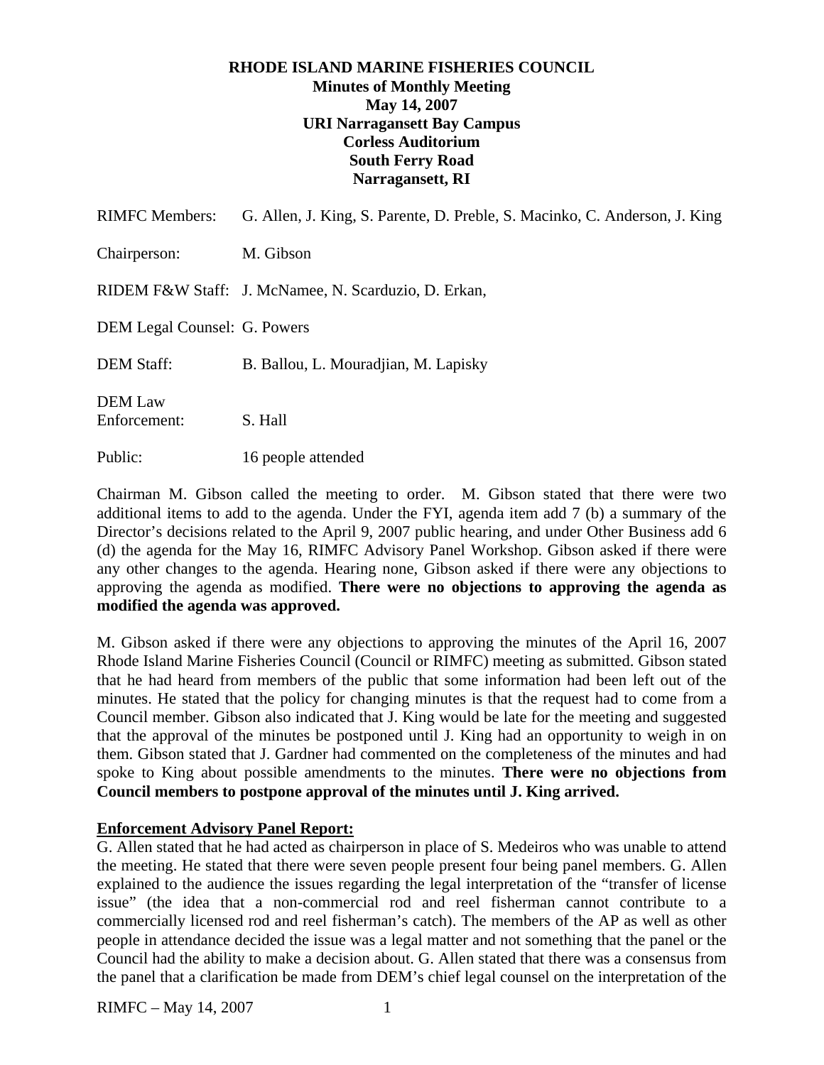**RHODE ISLAND MARINE FISHERIES COUNCIL**
**Minutes of Monthly Meeting**
**May 14, 2007**
**URI Narragansett Bay Campus**
**Corless Auditorium**
**South Ferry Road**
**Narragansett, RI**

RIMFC Members: G. Allen, J. King, S. Parente, D. Preble, S. Macinko, C. Anderson, J. King

Chairperson: M. Gibson

RIDEM F&W Staff: J. McNamee, N. Scarduzio, D. Erkan,

DEM Legal Counsel: G. Powers

DEM Staff: B. Ballou, L. Mouradjian, M. Lapisky

DEM Law Enforcement: S. Hall

Public: 16 people attended

Chairman M. Gibson called the meeting to order. M. Gibson stated that there were two additional items to add to the agenda. Under the FYI, agenda item add 7 (b) a summary of the Director's decisions related to the April 9, 2007 public hearing, and under Other Business add 6 (d) the agenda for the May 16, RIMFC Advisory Panel Workshop. Gibson asked if there were any other changes to the agenda. Hearing none, Gibson asked if there were any objections to approving the agenda as modified. **There were no objections to approving the agenda as modified the agenda was approved.**

M. Gibson asked if there were any objections to approving the minutes of the April 16, 2007 Rhode Island Marine Fisheries Council (Council or RIMFC) meeting as submitted. Gibson stated that he had heard from members of the public that some information had been left out of the minutes. He stated that the policy for changing minutes is that the request had to come from a Council member. Gibson also indicated that J. King would be late for the meeting and suggested that the approval of the minutes be postponed until J. King had an opportunity to weigh in on them. Gibson stated that J. Gardner had commented on the completeness of the minutes and had spoke to King about possible amendments to the minutes. **There were no objections from Council members to postpone approval of the minutes until J. King arrived.**

**Enforcement Advisory Panel Report:**

G. Allen stated that he had acted as chairperson in place of S. Medeiros who was unable to attend the meeting. He stated that there were seven people present four being panel members. G. Allen explained to the audience the issues regarding the legal interpretation of the "transfer of license issue" (the idea that a non-commercial rod and reel fisherman cannot contribute to a commercially licensed rod and reel fisherman's catch). The members of the AP as well as other people in attendance decided the issue was a legal matter and not something that the panel or the Council had the ability to make a decision about. G. Allen stated that there was a consensus from the panel that a clarification be made from DEM's chief legal counsel on the interpretation of the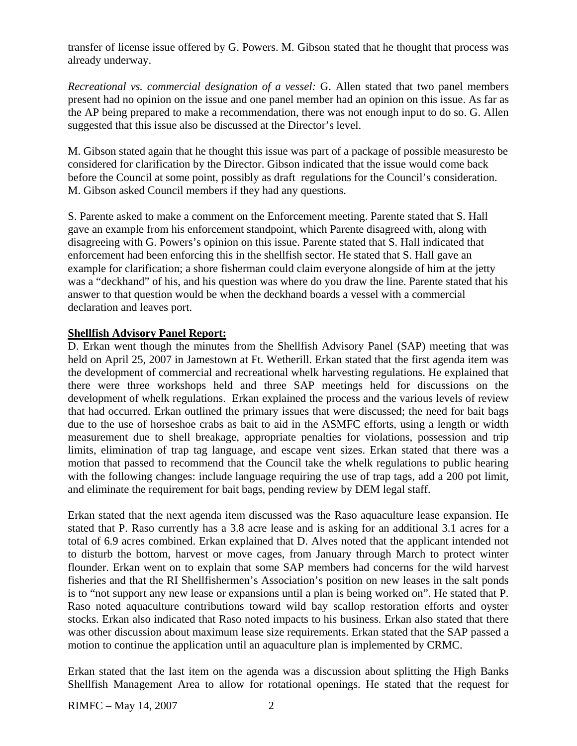transfer of license issue offered by G. Powers. M. Gibson stated that he thought that process was already underway.

*Recreational vs. commercial designation of a vessel:* G. Allen stated that two panel members present had no opinion on the issue and one panel member had an opinion on this issue. As far as the AP being prepared to make a recommendation, there was not enough input to do so. G. Allen suggested that this issue also be discussed at the Director's level.

M. Gibson stated again that he thought this issue was part of a package of possible measuresto be considered for clarification by the Director. Gibson indicated that the issue would come back before the Council at some point, possibly as draft regulations for the Council's consideration. M. Gibson asked Council members if they had any questions.

S. Parente asked to make a comment on the Enforcement meeting. Parente stated that S. Hall gave an example from his enforcement standpoint, which Parente disagreed with, along with disagreeing with G. Powers's opinion on this issue. Parente stated that S. Hall indicated that enforcement had been enforcing this in the shellfish sector. He stated that S. Hall gave an example for clarification; a shore fisherman could claim everyone alongside of him at the jetty was a "deckhand" of his, and his question was where do you draw the line. Parente stated that his answer to that question would be when the deckhand boards a vessel with a commercial declaration and leaves port.

**Shellfish Advisory Panel Report:**

D. Erkan went though the minutes from the Shellfish Advisory Panel (SAP) meeting that was held on April 25, 2007 in Jamestown at Ft. Wetherill. Erkan stated that the first agenda item was the development of commercial and recreational whelk harvesting regulations. He explained that there were three workshops held and three SAP meetings held for discussions on the development of whelk regulations. Erkan explained the process and the various levels of review that had occurred. Erkan outlined the primary issues that were discussed; the need for bait bags due to the use of horseshoe crabs as bait to aid in the ASMFC efforts, using a length or width measurement due to shell breakage, appropriate penalties for violations, possession and trip limits, elimination of trap tag language, and escape vent sizes. Erkan stated that there was a motion that passed to recommend that the Council take the whelk regulations to public hearing with the following changes: include language requiring the use of trap tags, add a 200 pot limit, and eliminate the requirement for bait bags, pending review by DEM legal staff.

Erkan stated that the next agenda item discussed was the Raso aquaculture lease expansion. He stated that P. Raso currently has a 3.8 acre lease and is asking for an additional 3.1 acres for a total of 6.9 acres combined. Erkan explained that D. Alves noted that the applicant intended not to disturb the bottom, harvest or move cages, from January through March to protect winter flounder. Erkan went on to explain that some SAP members had concerns for the wild harvest fisheries and that the RI Shellfishermen's Association's position on new leases in the salt ponds is to "not support any new lease or expansions until a plan is being worked on". He stated that P. Raso noted aquaculture contributions toward wild bay scallop restoration efforts and oyster stocks. Erkan also indicated that Raso noted impacts to his business. Erkan also stated that there was other discussion about maximum lease size requirements. Erkan stated that the SAP passed a motion to continue the application until an aquaculture plan is implemented by CRMC.

Erkan stated that the last item on the agenda was a discussion about splitting the High Banks Shellfish Management Area to allow for rotational openings. He stated that the request for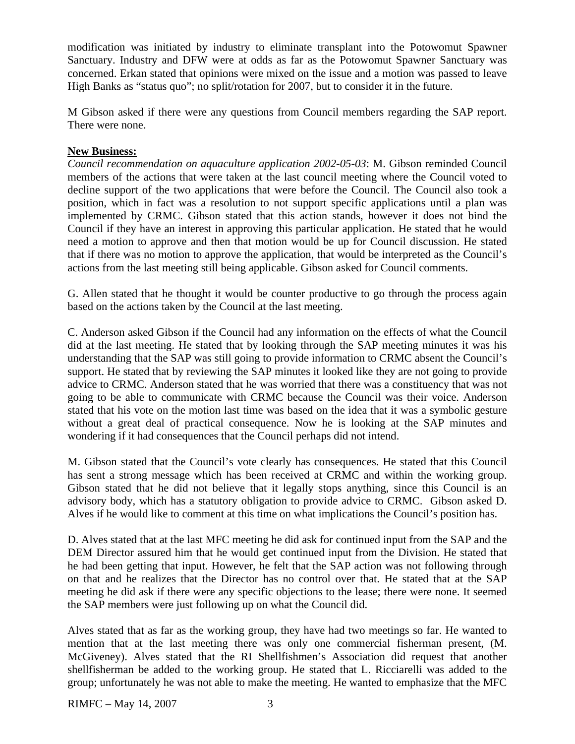modification was initiated by industry to eliminate transplant into the Potowomut Spawner Sanctuary. Industry and DFW were at odds as far as the Potowomut Spawner Sanctuary was concerned. Erkan stated that opinions were mixed on the issue and a motion was passed to leave High Banks as "status quo"; no split/rotation for 2007, but to consider it in the future.

M Gibson asked if there were any questions from Council members regarding the SAP report. There were none.

**New Business:**

*Council recommendation on aquaculture application 2002-05-03*: M. Gibson reminded Council members of the actions that were taken at the last council meeting where the Council voted to decline support of the two applications that were before the Council. The Council also took a position, which in fact was a resolution to not support specific applications until a plan was implemented by CRMC. Gibson stated that this action stands, however it does not bind the Council if they have an interest in approving this particular application. He stated that he would need a motion to approve and then that motion would be up for Council discussion. He stated that if there was no motion to approve the application, that would be interpreted as the Council's actions from the last meeting still being applicable. Gibson asked for Council comments.

G. Allen stated that he thought it would be counter productive to go through the process again based on the actions taken by the Council at the last meeting.

C. Anderson asked Gibson if the Council had any information on the effects of what the Council did at the last meeting. He stated that by looking through the SAP meeting minutes it was his understanding that the SAP was still going to provide information to CRMC absent the Council's support. He stated that by reviewing the SAP minutes it looked like they are not going to provide advice to CRMC. Anderson stated that he was worried that there was a constituency that was not going to be able to communicate with CRMC because the Council was their voice. Anderson stated that his vote on the motion last time was based on the idea that it was a symbolic gesture without a great deal of practical consequence. Now he is looking at the SAP minutes and wondering if it had consequences that the Council perhaps did not intend.

M. Gibson stated that the Council's vote clearly has consequences. He stated that this Council has sent a strong message which has been received at CRMC and within the working group. Gibson stated that he did not believe that it legally stops anything, since this Council is an advisory body, which has a statutory obligation to provide advice to CRMC. Gibson asked D. Alves if he would like to comment at this time on what implications the Council's position has.

D. Alves stated that at the last MFC meeting he did ask for continued input from the SAP and the DEM Director assured him that he would get continued input from the Division. He stated that he had been getting that input. However, he felt that the SAP action was not following through on that and he realizes that the Director has no control over that. He stated that at the SAP meeting he did ask if there were any specific objections to the lease; there were none. It seemed the SAP members were just following up on what the Council did.

Alves stated that as far as the working group, they have had two meetings so far. He wanted to mention that at the last meeting there was only one commercial fisherman present, (M. McGiveney). Alves stated that the RI Shellfishmen's Association did request that another shellfisherman be added to the working group. He stated that L. Ricciarelli was added to the group; unfortunately he was not able to make the meeting. He wanted to emphasize that the MFC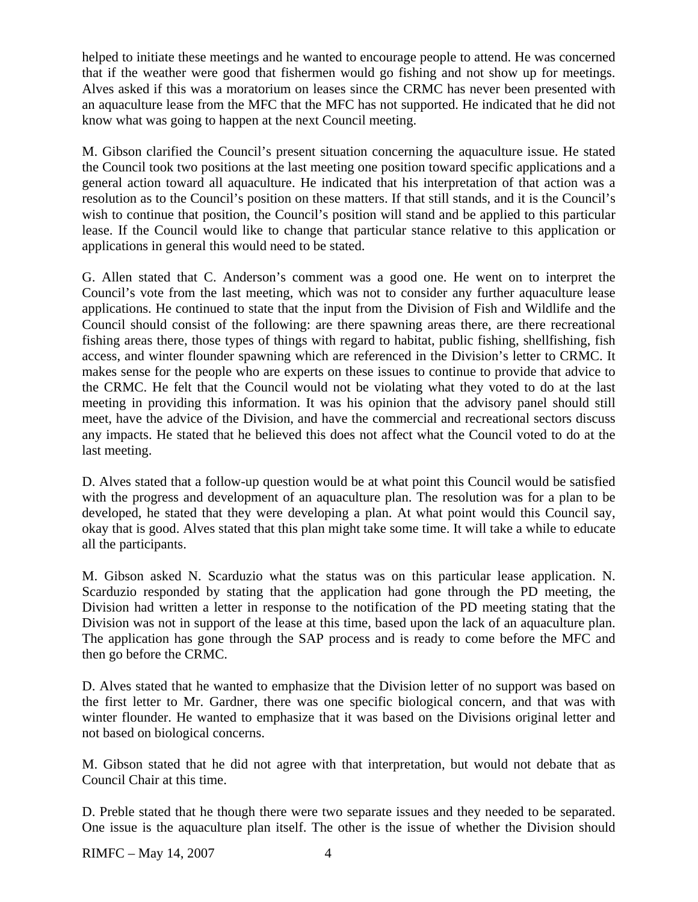helped to initiate these meetings and he wanted to encourage people to attend. He was concerned that if the weather were good that fishermen would go fishing and not show up for meetings. Alves asked if this was a moratorium on leases since the CRMC has never been presented with an aquaculture lease from the MFC that the MFC has not supported. He indicated that he did not know what was going to happen at the next Council meeting.

M. Gibson clarified the Council's present situation concerning the aquaculture issue. He stated the Council took two positions at the last meeting one position toward specific applications and a general action toward all aquaculture. He indicated that his interpretation of that action was a resolution as to the Council's position on these matters. If that still stands, and it is the Council's wish to continue that position, the Council's position will stand and be applied to this particular lease. If the Council would like to change that particular stance relative to this application or applications in general this would need to be stated.

G. Allen stated that C. Anderson's comment was a good one. He went on to interpret the Council's vote from the last meeting, which was not to consider any further aquaculture lease applications. He continued to state that the input from the Division of Fish and Wildlife and the Council should consist of the following: are there spawning areas there, are there recreational fishing areas there, those types of things with regard to habitat, public fishing, shellfishing, fish access, and winter flounder spawning which are referenced in the Division's letter to CRMC. It makes sense for the people who are experts on these issues to continue to provide that advice to the CRMC. He felt that the Council would not be violating what they voted to do at the last meeting in providing this information. It was his opinion that the advisory panel should still meet, have the advice of the Division, and have the commercial and recreational sectors discuss any impacts. He stated that he believed this does not affect what the Council voted to do at the last meeting.

D. Alves stated that a follow-up question would be at what point this Council would be satisfied with the progress and development of an aquaculture plan. The resolution was for a plan to be developed, he stated that they were developing a plan. At what point would this Council say, okay that is good. Alves stated that this plan might take some time. It will take a while to educate all the participants.

M. Gibson asked N. Scarduzio what the status was on this particular lease application. N. Scarduzio responded by stating that the application had gone through the PD meeting, the Division had written a letter in response to the notification of the PD meeting stating that the Division was not in support of the lease at this time, based upon the lack of an aquaculture plan. The application has gone through the SAP process and is ready to come before the MFC and then go before the CRMC.

D. Alves stated that he wanted to emphasize that the Division letter of no support was based on the first letter to Mr. Gardner, there was one specific biological concern, and that was with winter flounder. He wanted to emphasize that it was based on the Divisions original letter and not based on biological concerns.

M. Gibson stated that he did not agree with that interpretation, but would not debate that as Council Chair at this time.

D. Preble stated that he though there were two separate issues and they needed to be separated. One issue is the aquaculture plan itself. The other is the issue of whether the Division should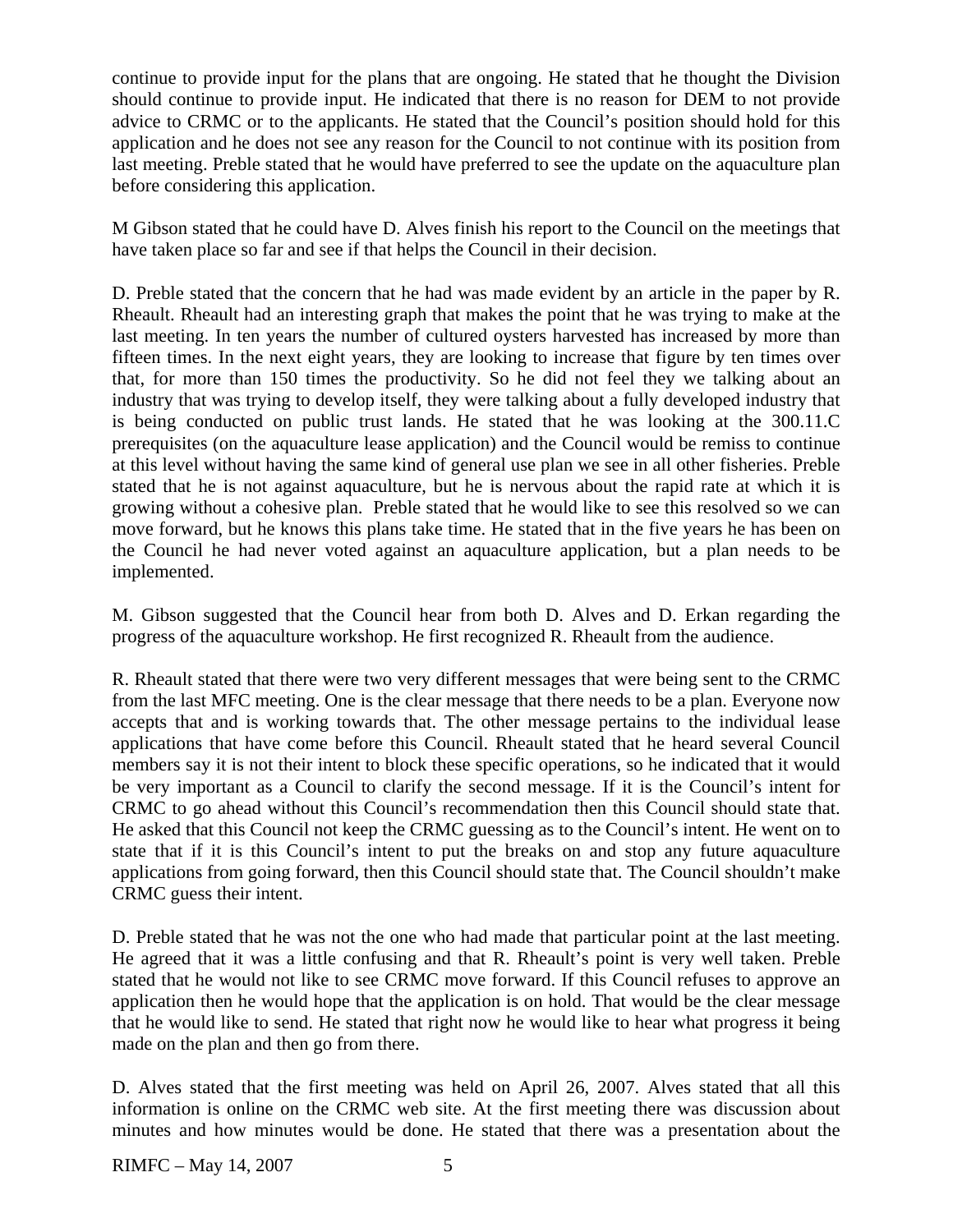continue to provide input for the plans that are ongoing. He stated that he thought the Division should continue to provide input. He indicated that there is no reason for DEM to not provide advice to CRMC or to the applicants. He stated that the Council's position should hold for this application and he does not see any reason for the Council to not continue with its position from last meeting. Preble stated that he would have preferred to see the update on the aquaculture plan before considering this application.

M Gibson stated that he could have D. Alves finish his report to the Council on the meetings that have taken place so far and see if that helps the Council in their decision.

D. Preble stated that the concern that he had was made evident by an article in the paper by R. Rheault. Rheault had an interesting graph that makes the point that he was trying to make at the last meeting. In ten years the number of cultured oysters harvested has increased by more than fifteen times. In the next eight years, they are looking to increase that figure by ten times over that, for more than 150 times the productivity. So he did not feel they we talking about an industry that was trying to develop itself, they were talking about a fully developed industry that is being conducted on public trust lands. He stated that he was looking at the 300.11.C prerequisites (on the aquaculture lease application) and the Council would be remiss to continue at this level without having the same kind of general use plan we see in all other fisheries. Preble stated that he is not against aquaculture, but he is nervous about the rapid rate at which it is growing without a cohesive plan. Preble stated that he would like to see this resolved so we can move forward, but he knows this plans take time. He stated that in the five years he has been on the Council he had never voted against an aquaculture application, but a plan needs to be implemented.

M. Gibson suggested that the Council hear from both D. Alves and D. Erkan regarding the progress of the aquaculture workshop. He first recognized R. Rheault from the audience.

R. Rheault stated that there were two very different messages that were being sent to the CRMC from the last MFC meeting. One is the clear message that there needs to be a plan. Everyone now accepts that and is working towards that. The other message pertains to the individual lease applications that have come before this Council. Rheault stated that he heard several Council members say it is not their intent to block these specific operations, so he indicated that it would be very important as a Council to clarify the second message. If it is the Council's intent for CRMC to go ahead without this Council's recommendation then this Council should state that. He asked that this Council not keep the CRMC guessing as to the Council's intent. He went on to state that if it is this Council's intent to put the breaks on and stop any future aquaculture applications from going forward, then this Council should state that. The Council shouldn't make CRMC guess their intent.

D. Preble stated that he was not the one who had made that particular point at the last meeting. He agreed that it was a little confusing and that R. Rheault's point is very well taken. Preble stated that he would not like to see CRMC move forward. If this Council refuses to approve an application then he would hope that the application is on hold. That would be the clear message that he would like to send. He stated that right now he would like to hear what progress it being made on the plan and then go from there.

D. Alves stated that the first meeting was held on April 26, 2007. Alves stated that all this information is online on the CRMC web site. At the first meeting there was discussion about minutes and how minutes would be done. He stated that there was a presentation about the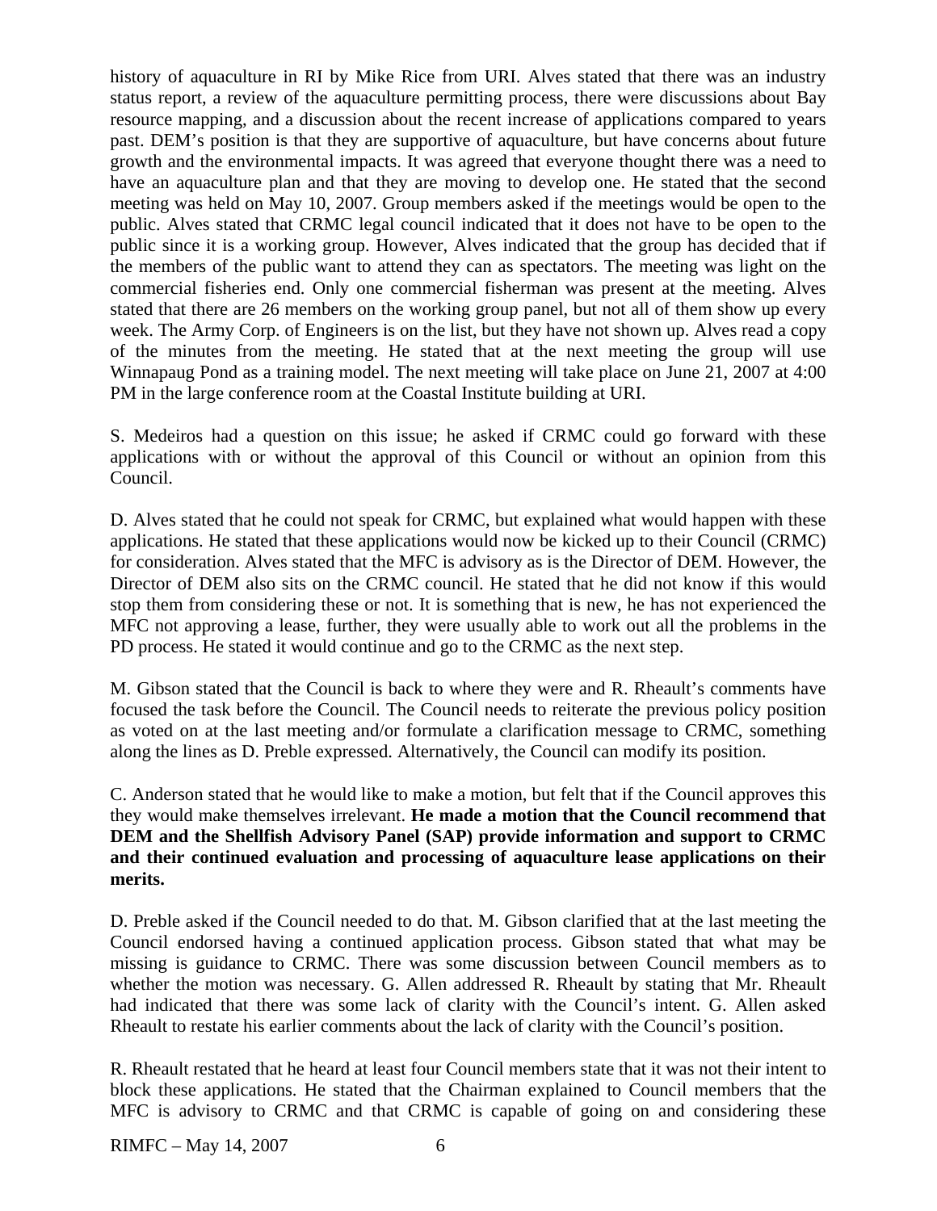history of aquaculture in RI by Mike Rice from URI. Alves stated that there was an industry status report, a review of the aquaculture permitting process, there were discussions about Bay resource mapping, and a discussion about the recent increase of applications compared to years past. DEM's position is that they are supportive of aquaculture, but have concerns about future growth and the environmental impacts. It was agreed that everyone thought there was a need to have an aquaculture plan and that they are moving to develop one. He stated that the second meeting was held on May 10, 2007. Group members asked if the meetings would be open to the public. Alves stated that CRMC legal council indicated that it does not have to be open to the public since it is a working group. However, Alves indicated that the group has decided that if the members of the public want to attend they can as spectators. The meeting was light on the commercial fisheries end. Only one commercial fisherman was present at the meeting. Alves stated that there are 26 members on the working group panel, but not all of them show up every week. The Army Corp. of Engineers is on the list, but they have not shown up. Alves read a copy of the minutes from the meeting. He stated that at the next meeting the group will use Winnapaug Pond as a training model. The next meeting will take place on June 21, 2007 at 4:00 PM in the large conference room at the Coastal Institute building at URI.

S. Medeiros had a question on this issue; he asked if CRMC could go forward with these applications with or without the approval of this Council or without an opinion from this Council.

D. Alves stated that he could not speak for CRMC, but explained what would happen with these applications. He stated that these applications would now be kicked up to their Council (CRMC) for consideration. Alves stated that the MFC is advisory as is the Director of DEM. However, the Director of DEM also sits on the CRMC council. He stated that he did not know if this would stop them from considering these or not. It is something that is new, he has not experienced the MFC not approving a lease, further, they were usually able to work out all the problems in the PD process. He stated it would continue and go to the CRMC as the next step.

M. Gibson stated that the Council is back to where they were and R. Rheault's comments have focused the task before the Council. The Council needs to reiterate the previous policy position as voted on at the last meeting and/or formulate a clarification message to CRMC, something along the lines as D. Preble expressed. Alternatively, the Council can modify its position.

C. Anderson stated that he would like to make a motion, but felt that if the Council approves this they would make themselves irrelevant. **He made a motion that the Council recommend that DEM and the Shellfish Advisory Panel (SAP) provide information and support to CRMC and their continued evaluation and processing of aquaculture lease applications on their merits.**

D. Preble asked if the Council needed to do that. M. Gibson clarified that at the last meeting the Council endorsed having a continued application process. Gibson stated that what may be missing is guidance to CRMC. There was some discussion between Council members as to whether the motion was necessary. G. Allen addressed R. Rheault by stating that Mr. Rheault had indicated that there was some lack of clarity with the Council's intent. G. Allen asked Rheault to restate his earlier comments about the lack of clarity with the Council's position.

R. Rheault restated that he heard at least four Council members state that it was not their intent to block these applications. He stated that the Chairman explained to Council members that the MFC is advisory to CRMC and that CRMC is capable of going on and considering these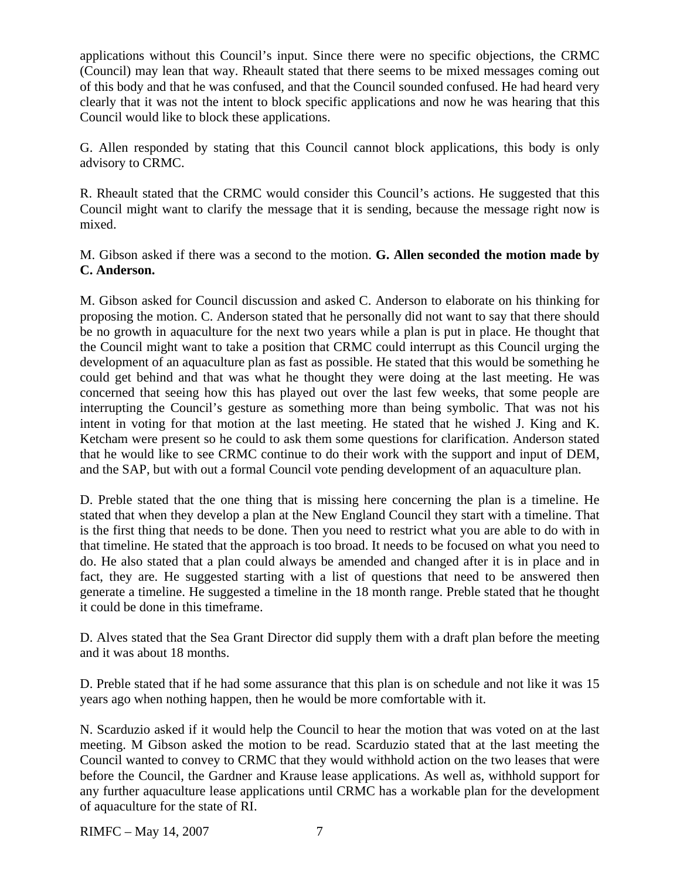applications without this Council's input. Since there were no specific objections, the CRMC (Council) may lean that way. Rheault stated that there seems to be mixed messages coming out of this body and that he was confused, and that the Council sounded confused. He had heard very clearly that it was not the intent to block specific applications and now he was hearing that this Council would like to block these applications.

G. Allen responded by stating that this Council cannot block applications, this body is only advisory to CRMC.

R. Rheault stated that the CRMC would consider this Council's actions. He suggested that this Council might want to clarify the message that it is sending, because the message right now is mixed.

M. Gibson asked if there was a second to the motion. **G. Allen seconded the motion made by C. Anderson.**

M. Gibson asked for Council discussion and asked C. Anderson to elaborate on his thinking for proposing the motion. C. Anderson stated that he personally did not want to say that there should be no growth in aquaculture for the next two years while a plan is put in place. He thought that the Council might want to take a position that CRMC could interrupt as this Council urging the development of an aquaculture plan as fast as possible. He stated that this would be something he could get behind and that was what he thought they were doing at the last meeting. He was concerned that seeing how this has played out over the last few weeks, that some people are interrupting the Council's gesture as something more than being symbolic. That was not his intent in voting for that motion at the last meeting. He stated that he wished J. King and K. Ketcham were present so he could to ask them some questions for clarification. Anderson stated that he would like to see CRMC continue to do their work with the support and input of DEM, and the SAP, but with out a formal Council vote pending development of an aquaculture plan.

D. Preble stated that the one thing that is missing here concerning the plan is a timeline. He stated that when they develop a plan at the New England Council they start with a timeline. That is the first thing that needs to be done. Then you need to restrict what you are able to do with in that timeline. He stated that the approach is too broad. It needs to be focused on what you need to do. He also stated that a plan could always be amended and changed after it is in place and in fact, they are. He suggested starting with a list of questions that need to be answered then generate a timeline. He suggested a timeline in the 18 month range. Preble stated that he thought it could be done in this timeframe.

D. Alves stated that the Sea Grant Director did supply them with a draft plan before the meeting and it was about 18 months.

D. Preble stated that if he had some assurance that this plan is on schedule and not like it was 15 years ago when nothing happen, then he would be more comfortable with it.

N. Scarduzio asked if it would help the Council to hear the motion that was voted on at the last meeting. M Gibson asked the motion to be read. Scarduzio stated that at the last meeting the Council wanted to convey to CRMC that they would withhold action on the two leases that were before the Council, the Gardner and Krause lease applications. As well as, withhold support for any further aquaculture lease applications until CRMC has a workable plan for the development of aquaculture for the state of RI.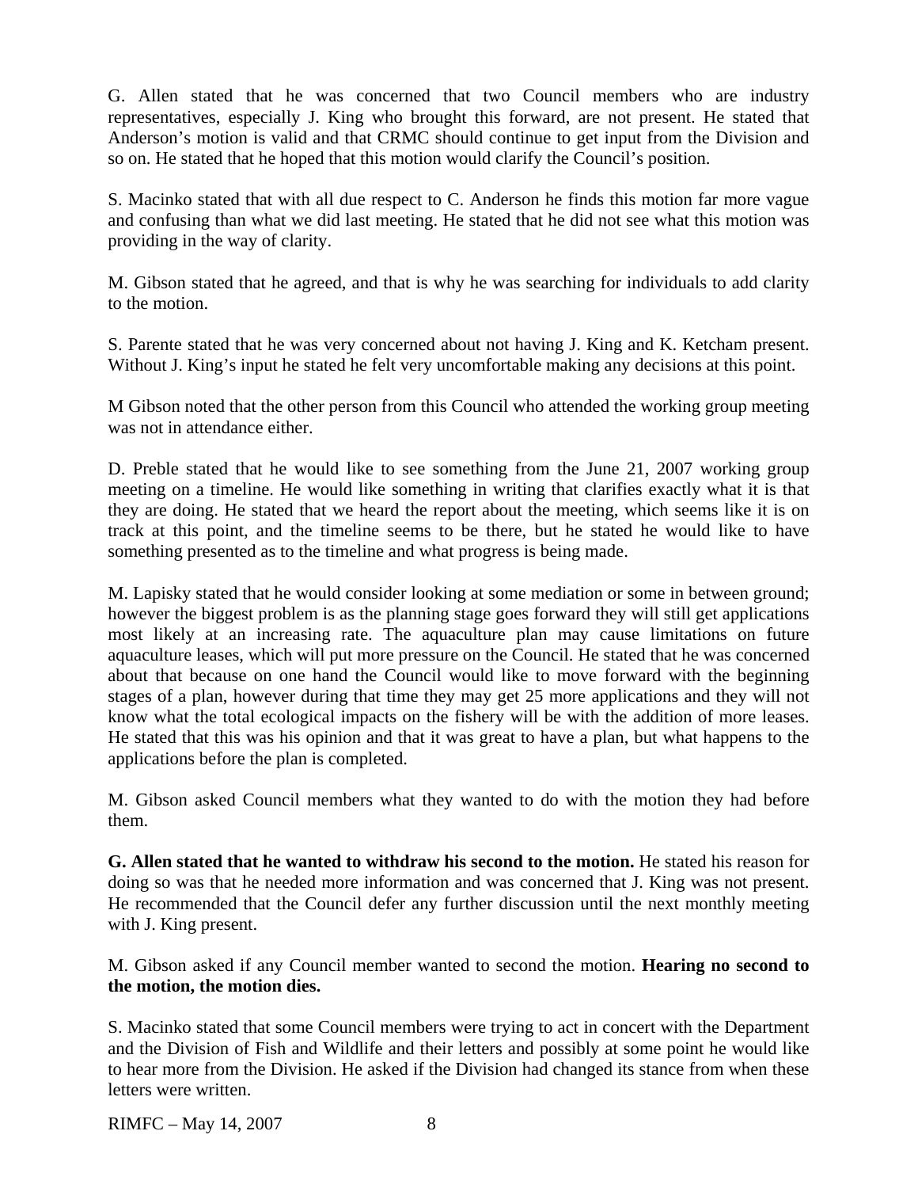G. Allen stated that he was concerned that two Council members who are industry representatives, especially J. King who brought this forward, are not present. He stated that Anderson's motion is valid and that CRMC should continue to get input from the Division and so on. He stated that he hoped that this motion would clarify the Council's position.

S. Macinko stated that with all due respect to C. Anderson he finds this motion far more vague and confusing than what we did last meeting. He stated that he did not see what this motion was providing in the way of clarity.

M. Gibson stated that he agreed, and that is why he was searching for individuals to add clarity to the motion.

S. Parente stated that he was very concerned about not having J. King and K. Ketcham present. Without J. King's input he stated he felt very uncomfortable making any decisions at this point.

M Gibson noted that the other person from this Council who attended the working group meeting was not in attendance either.

D. Preble stated that he would like to see something from the June 21, 2007 working group meeting on a timeline. He would like something in writing that clarifies exactly what it is that they are doing. He stated that we heard the report about the meeting, which seems like it is on track at this point, and the timeline seems to be there, but he stated he would like to have something presented as to the timeline and what progress is being made.

M. Lapisky stated that he would consider looking at some mediation or some in between ground; however the biggest problem is as the planning stage goes forward they will still get applications most likely at an increasing rate. The aquaculture plan may cause limitations on future aquaculture leases, which will put more pressure on the Council. He stated that he was concerned about that because on one hand the Council would like to move forward with the beginning stages of a plan, however during that time they may get 25 more applications and they will not know what the total ecological impacts on the fishery will be with the addition of more leases. He stated that this was his opinion and that it was great to have a plan, but what happens to the applications before the plan is completed.

M. Gibson asked Council members what they wanted to do with the motion they had before them.

**G. Allen stated that he wanted to withdraw his second to the motion.** He stated his reason for doing so was that he needed more information and was concerned that J. King was not present. He recommended that the Council defer any further discussion until the next monthly meeting with J. King present.

M. Gibson asked if any Council member wanted to second the motion. **Hearing no second to the motion, the motion dies.**

S. Macinko stated that some Council members were trying to act in concert with the Department and the Division of Fish and Wildlife and their letters and possibly at some point he would like to hear more from the Division. He asked if the Division had changed its stance from when these letters were written.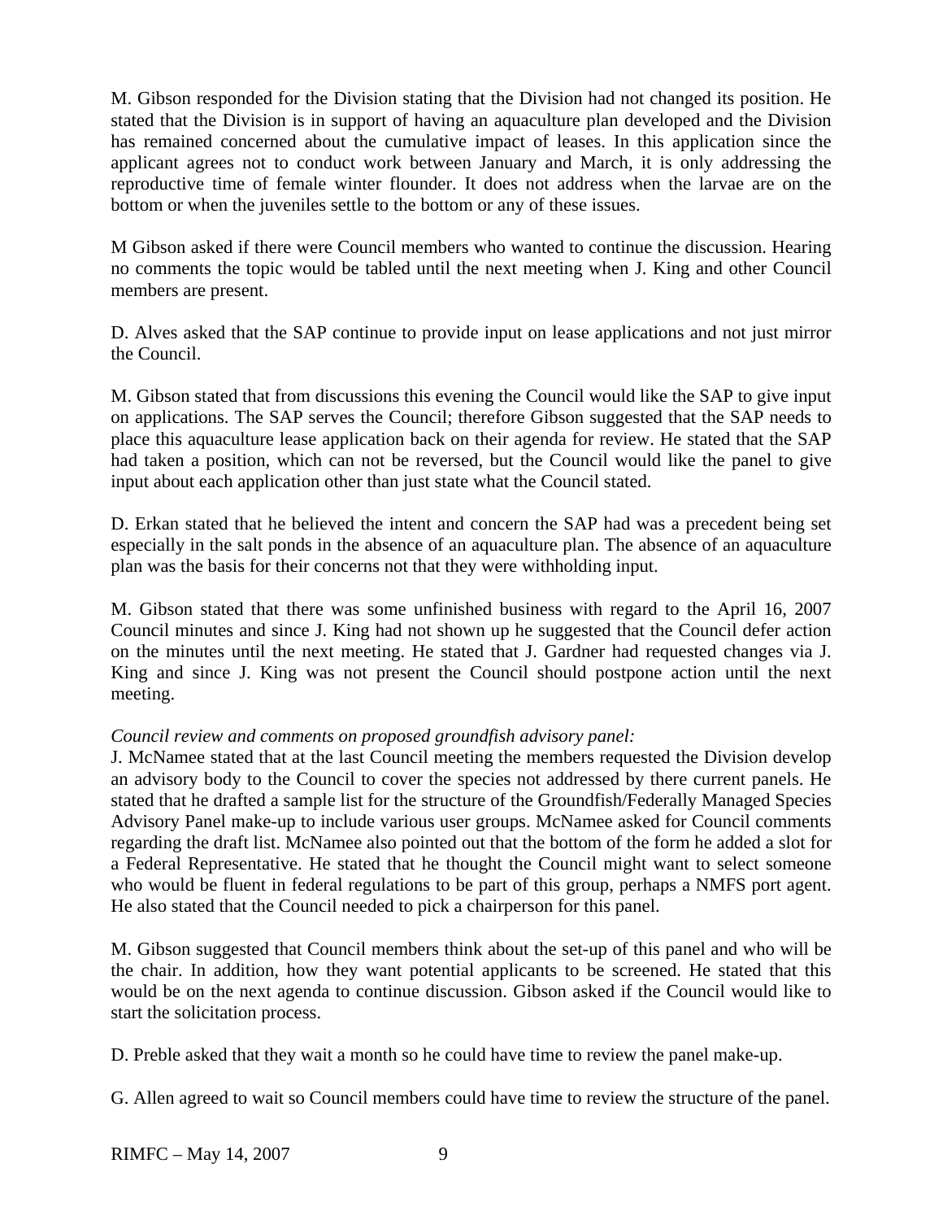M. Gibson responded for the Division stating that the Division had not changed its position. He stated that the Division is in support of having an aquaculture plan developed and the Division has remained concerned about the cumulative impact of leases. In this application since the applicant agrees not to conduct work between January and March, it is only addressing the reproductive time of female winter flounder. It does not address when the larvae are on the bottom or when the juveniles settle to the bottom or any of these issues.

M Gibson asked if there were Council members who wanted to continue the discussion. Hearing no comments the topic would be tabled until the next meeting when J. King and other Council members are present.

D. Alves asked that the SAP continue to provide input on lease applications and not just mirror the Council.

M. Gibson stated that from discussions this evening the Council would like the SAP to give input on applications. The SAP serves the Council; therefore Gibson suggested that the SAP needs to place this aquaculture lease application back on their agenda for review. He stated that the SAP had taken a position, which can not be reversed, but the Council would like the panel to give input about each application other than just state what the Council stated.

D. Erkan stated that he believed the intent and concern the SAP had was a precedent being set especially in the salt ponds in the absence of an aquaculture plan. The absence of an aquaculture plan was the basis for their concerns not that they were withholding input.

M. Gibson stated that there was some unfinished business with regard to the April 16, 2007 Council minutes and since J. King had not shown up he suggested that the Council defer action on the minutes until the next meeting. He stated that J. Gardner had requested changes via J. King and since J. King was not present the Council should postpone action until the next meeting.

*Council review and comments on proposed groundfish advisory panel:*
J. McNamee stated that at the last Council meeting the members requested the Division develop an advisory body to the Council to cover the species not addressed by there current panels. He stated that he drafted a sample list for the structure of the Groundfish/Federally Managed Species Advisory Panel make-up to include various user groups. McNamee asked for Council comments regarding the draft list. McNamee also pointed out that the bottom of the form he added a slot for a Federal Representative. He stated that he thought the Council might want to select someone who would be fluent in federal regulations to be part of this group, perhaps a NMFS port agent. He also stated that the Council needed to pick a chairperson for this panel.

M. Gibson suggested that Council members think about the set-up of this panel and who will be the chair. In addition, how they want potential applicants to be screened. He stated that this would be on the next agenda to continue discussion. Gibson asked if the Council would like to start the solicitation process.

D. Preble asked that they wait a month so he could have time to review the panel make-up.

G. Allen agreed to wait so Council members could have time to review the structure of the panel.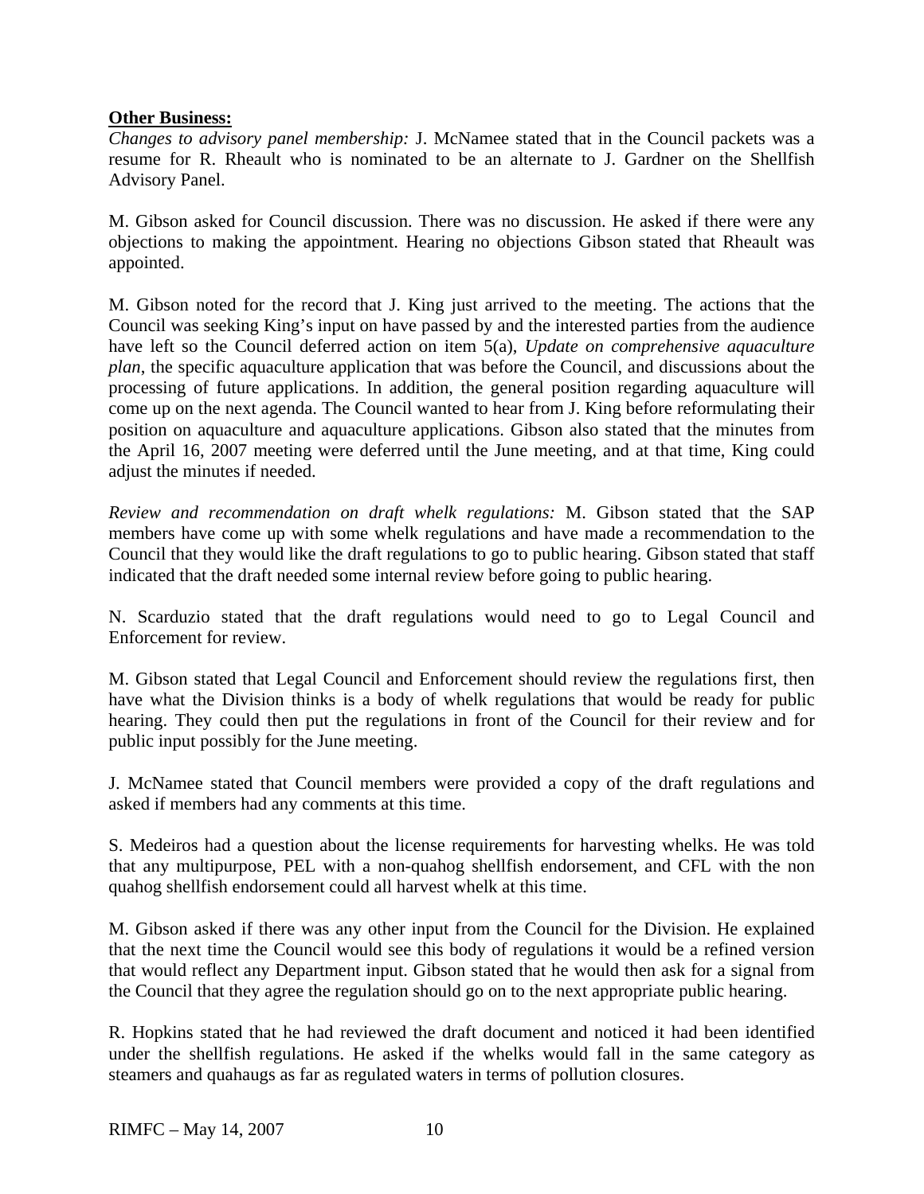**Other Business:**

*Changes to advisory panel membership:* J. McNamee stated that in the Council packets was a resume for R. Rheault who is nominated to be an alternate to J. Gardner on the Shellfish Advisory Panel.

M. Gibson asked for Council discussion. There was no discussion. He asked if there were any objections to making the appointment. Hearing no objections Gibson stated that Rheault was appointed.

M. Gibson noted for the record that J. King just arrived to the meeting. The actions that the Council was seeking King's input on have passed by and the interested parties from the audience have left so the Council deferred action on item 5(a), *Update on comprehensive aquaculture plan*, the specific aquaculture application that was before the Council, and discussions about the processing of future applications. In addition, the general position regarding aquaculture will come up on the next agenda. The Council wanted to hear from J. King before reformulating their position on aquaculture and aquaculture applications. Gibson also stated that the minutes from the April 16, 2007 meeting were deferred until the June meeting, and at that time, King could adjust the minutes if needed.

*Review and recommendation on draft whelk regulations:* M. Gibson stated that the SAP members have come up with some whelk regulations and have made a recommendation to the Council that they would like the draft regulations to go to public hearing. Gibson stated that staff indicated that the draft needed some internal review before going to public hearing.

N. Scarduzio stated that the draft regulations would need to go to Legal Council and Enforcement for review.

M. Gibson stated that Legal Council and Enforcement should review the regulations first, then have what the Division thinks is a body of whelk regulations that would be ready for public hearing. They could then put the regulations in front of the Council for their review and for public input possibly for the June meeting.

J. McNamee stated that Council members were provided a copy of the draft regulations and asked if members had any comments at this time.

S. Medeiros had a question about the license requirements for harvesting whelks. He was told that any multipurpose, PEL with a non-quahog shellfish endorsement, and CFL with the non quahog shellfish endorsement could all harvest whelk at this time.

M. Gibson asked if there was any other input from the Council for the Division. He explained that the next time the Council would see this body of regulations it would be a refined version that would reflect any Department input. Gibson stated that he would then ask for a signal from the Council that they agree the regulation should go on to the next appropriate public hearing.

R. Hopkins stated that he had reviewed the draft document and noticed it had been identified under the shellfish regulations. He asked if the whelks would fall in the same category as steamers and quahaugs as far as regulated waters in terms of pollution closures.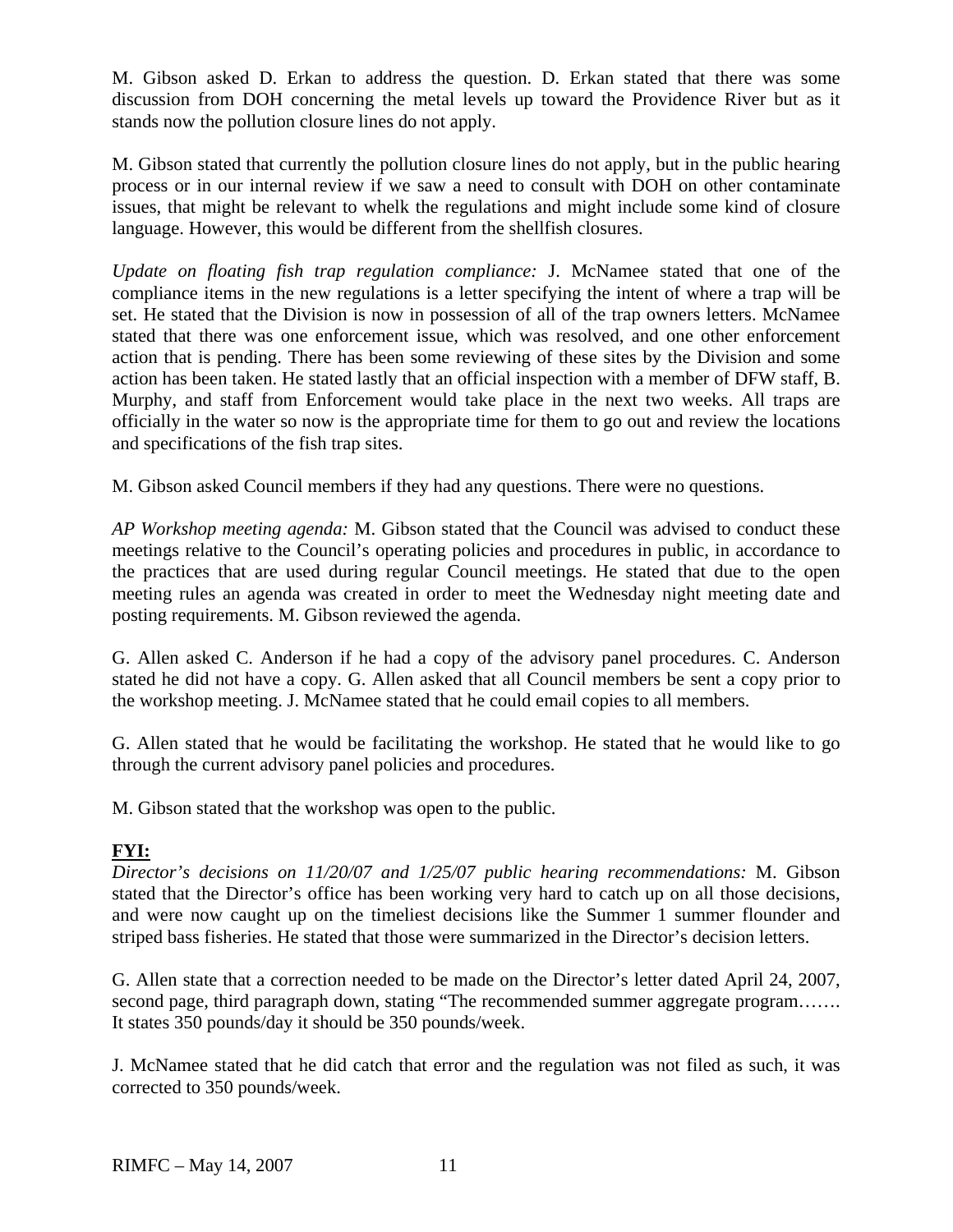M. Gibson asked D. Erkan to address the question. D. Erkan stated that there was some discussion from DOH concerning the metal levels up toward the Providence River but as it stands now the pollution closure lines do not apply.

M. Gibson stated that currently the pollution closure lines do not apply, but in the public hearing process or in our internal review if we saw a need to consult with DOH on other contaminate issues, that might be relevant to whelk the regulations and might include some kind of closure language. However, this would be different from the shellfish closures.

*Update on floating fish trap regulation compliance:* J. McNamee stated that one of the compliance items in the new regulations is a letter specifying the intent of where a trap will be set. He stated that the Division is now in possession of all of the trap owners letters. McNamee stated that there was one enforcement issue, which was resolved, and one other enforcement action that is pending. There has been some reviewing of these sites by the Division and some action has been taken. He stated lastly that an official inspection with a member of DFW staff, B. Murphy, and staff from Enforcement would take place in the next two weeks. All traps are officially in the water so now is the appropriate time for them to go out and review the locations and specifications of the fish trap sites.

M. Gibson asked Council members if they had any questions. There were no questions.

*AP Workshop meeting agenda:* M. Gibson stated that the Council was advised to conduct these meetings relative to the Council's operating policies and procedures in public, in accordance to the practices that are used during regular Council meetings. He stated that due to the open meeting rules an agenda was created in order to meet the Wednesday night meeting date and posting requirements. M. Gibson reviewed the agenda.

G. Allen asked C. Anderson if he had a copy of the advisory panel procedures. C. Anderson stated he did not have a copy. G. Allen asked that all Council members be sent a copy prior to the workshop meeting. J. McNamee stated that he could email copies to all members.

G. Allen stated that he would be facilitating the workshop. He stated that he would like to go through the current advisory panel policies and procedures.

M. Gibson stated that the workshop was open to the public.

**FYI:**

*Director's decisions on 11/20/07 and 1/25/07 public hearing recommendations:* M. Gibson stated that the Director's office has been working very hard to catch up on all those decisions, and were now caught up on the timeliest decisions like the Summer 1 summer flounder and striped bass fisheries. He stated that those were summarized in the Director's decision letters.

G. Allen state that a correction needed to be made on the Director's letter dated April 24, 2007, second page, third paragraph down, stating "The recommended summer aggregate program……. It states 350 pounds/day it should be 350 pounds/week.

J. McNamee stated that he did catch that error and the regulation was not filed as such, it was corrected to 350 pounds/week.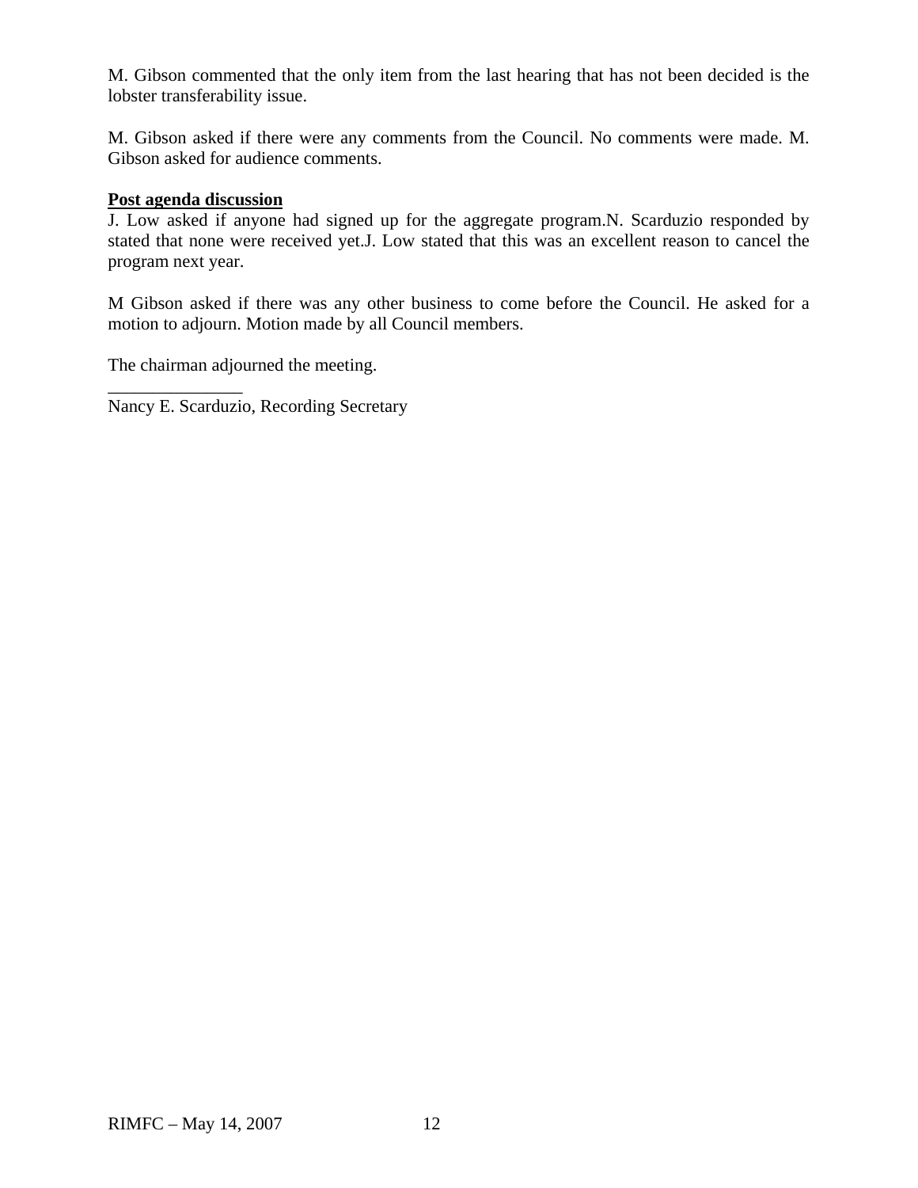M. Gibson commented that the only item from the last hearing that has not been decided is the lobster transferability issue.

M. Gibson asked if there were any comments from the Council. No comments were made. M. Gibson asked for audience comments.

**Post agenda discussion**

J. Low asked if anyone had signed up for the aggregate program.N. Scarduzio responded by stated that none were received yet.J. Low stated that this was an excellent reason to cancel the program next year.

M Gibson asked if there was any other business to come before the Council. He asked for a motion to adjourn. Motion made by all Council members.

The chairman adjourned the meeting.

\_\_\_\_\_\_\_\_\_\_\_\_\_\_\_\_
Nancy E. Scarduzio, Recording Secretary